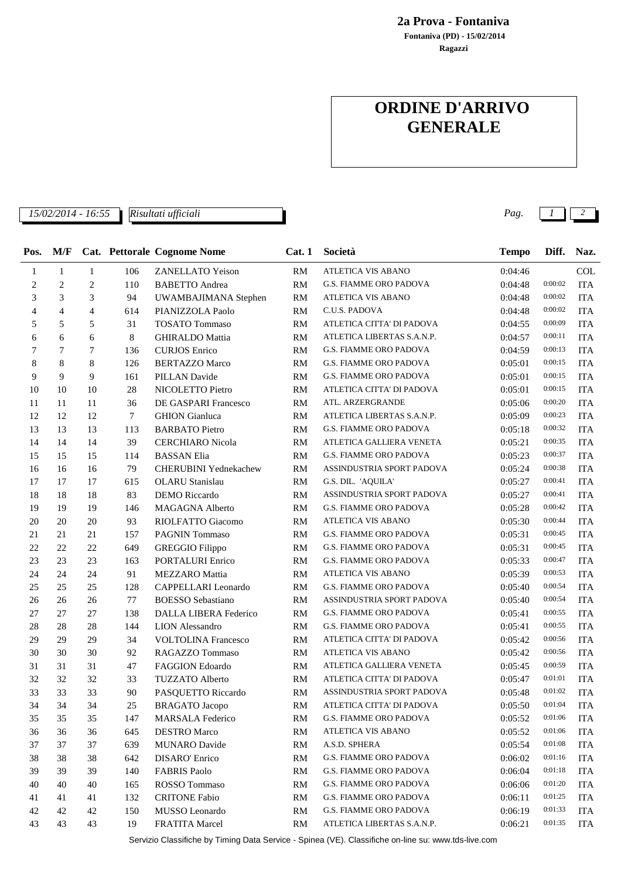**2a Prova - Fontaniva**

**Fontaniva (PD) - 15/02/2014**

**Ragazzi**

# ORDINE D'ARRIVO GENERALE

*15/02/2014 - 16:55* *Risultati ufficiali*

| Pos. | M/F | Cat. | Pettorale | Cognome Nome | Cat. 1 | Società | Tempo | Diff. | Naz. |
|---|---|---|---|---|---|---|---|---|---|
| 1 | 1 | 1 | 106 | ZANELLATO Yeison | RM | ATLETICA VIS ABANO | 0:04:46 | | COL |
| 2 | 2 | 2 | 110 | BABETTO Andrea | RM | G.S. FIAMME ORO PADOVA | 0:04:48 | 0:00:02 | ITA |
| 3 | 3 | 3 | 94 | UWAMBAJIMANA Stephen | RM | ATLETICA VIS ABANO | 0:04:48 | 0:00:02 | ITA |
| 4 | 4 | 4 | 614 | PIANIZZOLA Paolo | RM | C.U.S. PADOVA | 0:04:48 | 0:00:02 | ITA |
| 5 | 5 | 5 | 31 | TOSATO Tommaso | RM | ATLETICA CITTA' DI PADOVA | 0:04:55 | 0:00:09 | ITA |
| 6 | 6 | 6 | 8 | GHIRALDO Mattia | RM | ATLETICA LIBERTAS S.A.N.P. | 0:04:57 | 0:00:11 | ITA |
| 7 | 7 | 7 | 136 | CURJOS Enrico | RM | G.S. FIAMME ORO PADOVA | 0:04:59 | 0:00:13 | ITA |
| 8 | 8 | 8 | 126 | BERTAZZO Marco | RM | G.S. FIAMME ORO PADOVA | 0:05:01 | 0:00:15 | ITA |
| 9 | 9 | 9 | 161 | PILLAN Davide | RM | G.S. FIAMME ORO PADOVA | 0:05:01 | 0:00:15 | ITA |
| 10 | 10 | 10 | 28 | NICOLETTO Pietro | RM | ATLETICA CITTA' DI PADOVA | 0:05:01 | 0:00:15 | ITA |
| 11 | 11 | 11 | 36 | DE GASPARI Francesco | RM | ATL. ARZERGRANDE | 0:05:06 | 0:00:20 | ITA |
| 12 | 12 | 12 | 7 | GHION Gianluca | RM | ATLETICA LIBERTAS S.A.N.P. | 0:05:09 | 0:00:23 | ITA |
| 13 | 13 | 13 | 113 | BARBATO Pietro | RM | G.S. FIAMME ORO PADOVA | 0:05:18 | 0:00:32 | ITA |
| 14 | 14 | 14 | 39 | CERCHIARO Nicola | RM | ATLETICA GALLIERA VENETA | 0:05:21 | 0:00:35 | ITA |
| 15 | 15 | 15 | 114 | BASSAN Elia | RM | G.S. FIAMME ORO PADOVA | 0:05:23 | 0:00:37 | ITA |
| 16 | 16 | 16 | 79 | CHERUBINI Yednekachew | RM | ASSINDUSTRIA SPORT PADOVA | 0:05:24 | 0:00:38 | ITA |
| 17 | 17 | 17 | 615 | OLARU Stanislau | RM | G.S. DIL. 'AQUILA' | 0:05:27 | 0:00:41 | ITA |
| 18 | 18 | 18 | 83 | DEMO Riccardo | RM | ASSINDUSTRIA SPORT PADOVA | 0:05:27 | 0:00:41 | ITA |
| 19 | 19 | 19 | 146 | MAGAGNA Alberto | RM | G.S. FIAMME ORO PADOVA | 0:05:28 | 0:00:42 | ITA |
| 20 | 20 | 20 | 93 | RIOLFATTO Giacomo | RM | ATLETICA VIS ABANO | 0:05:30 | 0:00:44 | ITA |
| 21 | 21 | 21 | 157 | PAGNIN Tommaso | RM | G.S. FIAMME ORO PADOVA | 0:05:31 | 0:00:45 | ITA |
| 22 | 22 | 22 | 649 | GREGGIO Filippo | RM | G.S. FIAMME ORO PADOVA | 0:05:31 | 0:00:45 | ITA |
| 23 | 23 | 23 | 163 | PORTALURI Enrico | RM | G.S. FIAMME ORO PADOVA | 0:05:33 | 0:00:47 | ITA |
| 24 | 24 | 24 | 91 | MEZZARO Mattia | RM | ATLETICA VIS ABANO | 0:05:39 | 0:00:53 | ITA |
| 25 | 25 | 25 | 128 | CAPPELLARI Leonardo | RM | G.S. FIAMME ORO PADOVA | 0:05:40 | 0:00:54 | ITA |
| 26 | 26 | 26 | 77 | BOESSO Sebastiano | RM | ASSINDUSTRIA SPORT PADOVA | 0:05:40 | 0:00:54 | ITA |
| 27 | 27 | 27 | 138 | DALLA LIBERA Federico | RM | G.S. FIAMME ORO PADOVA | 0:05:41 | 0:00:55 | ITA |
| 28 | 28 | 28 | 144 | LION Alessandro | RM | G.S. FIAMME ORO PADOVA | 0:05:41 | 0:00:55 | ITA |
| 29 | 29 | 29 | 34 | VOLTOLINA Francesco | RM | ATLETICA CITTA' DI PADOVA | 0:05:42 | 0:00:56 | ITA |
| 30 | 30 | 30 | 92 | RAGAZZO Tommaso | RM | ATLETICA VIS ABANO | 0:05:42 | 0:00:56 | ITA |
| 31 | 31 | 31 | 47 | FAGGION Edoardo | RM | ATLETICA GALLIERA VENETA | 0:05:45 | 0:00:59 | ITA |
| 32 | 32 | 32 | 33 | TUZZATO Alberto | RM | ATLETICA CITTA' DI PADOVA | 0:05:47 | 0:01:01 | ITA |
| 33 | 33 | 33 | 90 | PASQUETTO Riccardo | RM | ASSINDUSTRIA SPORT PADOVA | 0:05:48 | 0:01:02 | ITA |
| 34 | 34 | 34 | 25 | BRAGATO Jacopo | RM | ATLETICA CITTA' DI PADOVA | 0:05:50 | 0:01:04 | ITA |
| 35 | 35 | 35 | 147 | MARSALA Federico | RM | G.S. FIAMME ORO PADOVA | 0:05:52 | 0:01:06 | ITA |
| 36 | 36 | 36 | 645 | DESTRO Marco | RM | ATLETICA VIS ABANO | 0:05:52 | 0:01:06 | ITA |
| 37 | 37 | 37 | 639 | MUNARO Davide | RM | A.S.D. SPHERA | 0:05:54 | 0:01:08 | ITA |
| 38 | 38 | 38 | 642 | DISARO' Enrico | RM | G.S. FIAMME ORO PADOVA | 0:06:02 | 0:01:16 | ITA |
| 39 | 39 | 39 | 140 | FABRIS Paolo | RM | G.S. FIAMME ORO PADOVA | 0:06:04 | 0:01:18 | ITA |
| 40 | 40 | 40 | 165 | ROSSO Tommaso | RM | G.S. FIAMME ORO PADOVA | 0:06:06 | 0:01:20 | ITA |
| 41 | 41 | 41 | 132 | CRITONE Fabio | RM | G.S. FIAMME ORO PADOVA | 0:06:11 | 0:01:25 | ITA |
| 42 | 42 | 42 | 150 | MUSSO Leonardo | RM | G.S. FIAMME ORO PADOVA | 0:06:19 | 0:01:33 | ITA |
| 43 | 43 | 43 | 19 | FRATITA Marcel | RM | ATLETICA LIBERTAS S.A.N.P. | 0:06:21 | 0:01:35 | ITA |

Servizio Classifiche by Timing Data Service - Spinea (VE). Classifiche on-line su: www.tds-live.com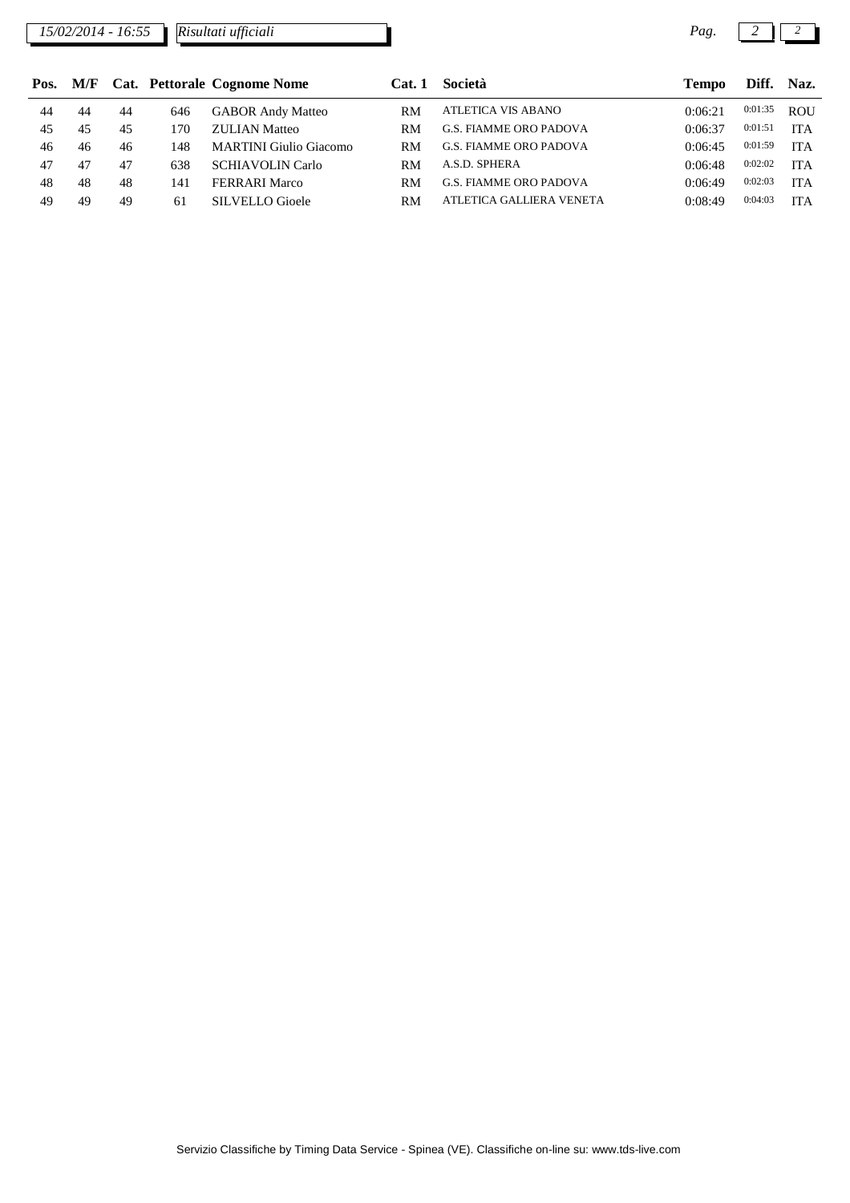| Pos. | M/F | Cat. | Pettorale | Cognome Nome | Cat. 1 | Società | Tempo | Diff. | Naz. |
|---|---|---|---|---|---|---|---|---|---|
| 44 | 44 | 44 | 646 | GABOR Andy Matteo | RM | ATLETICA VIS ABANO | 0:06:21 | 0:01:35 | ROU |
| 45 | 45 | 45 | 170 | ZULIAN Matteo | RM | G.S. FIAMME ORO PADOVA | 0:06:37 | 0:01:51 | ITA |
| 46 | 46 | 46 | 148 | MARTINI Giulio Giacomo | RM | G.S. FIAMME ORO PADOVA | 0:06:45 | 0:01:59 | ITA |
| 47 | 47 | 47 | 638 | SCHIAVOLIN Carlo | RM | A.S.D. SPHERA | 0:06:48 | 0:02:02 | ITA |
| 48 | 48 | 48 | 141 | FERRARI Marco | RM | G.S. FIAMME ORO PADOVA | 0:06:49 | 0:02:03 | ITA |
| 49 | 49 | 49 | 61 | SILVELLO Gioele | RM | ATLETICA GALLIERA VENETA | 0:08:49 | 0:04:03 | ITA |